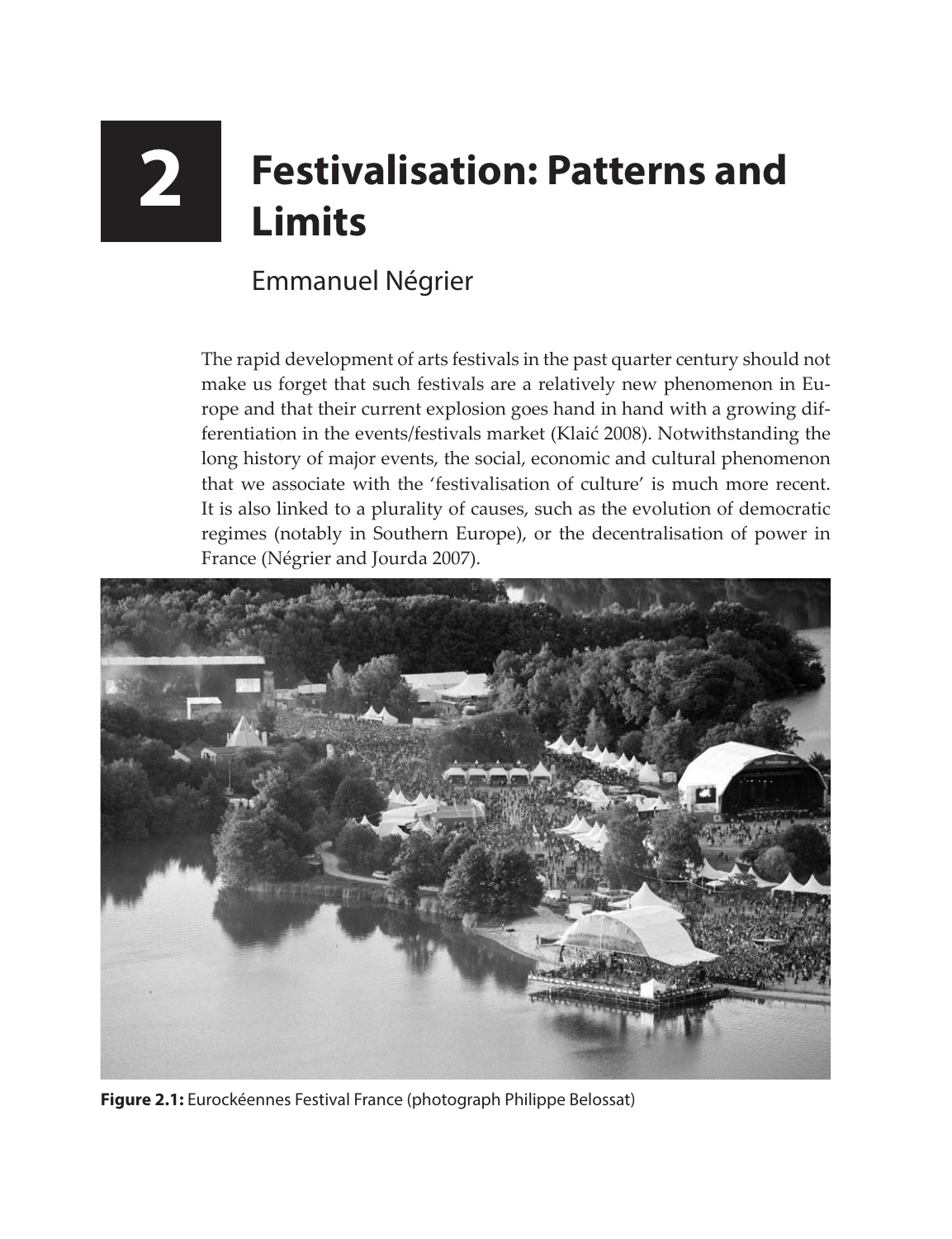# 2 Festivalisation: Patterns and Limits

Emmanuel Négrier

The rapid development of arts festivals in the past quarter century should not make us forget that such festivals are a relatively new phenomenon in Europe and that their current explosion goes hand in hand with a growing differentiation in the events/festivals market (Klaić 2008). Notwithstanding the long history of major events, the social, economic and cultural phenomenon that we associate with the 'festivalisation of culture' is much more recent. It is also linked to a plurality of causes, such as the evolution of democratic regimes (notably in Southern Europe), or the decentralisation of power in France (Négrier and Jourda 2007).

**Figure 2.1:** Eurockéennes Festival France (photograph Philippe Belossat)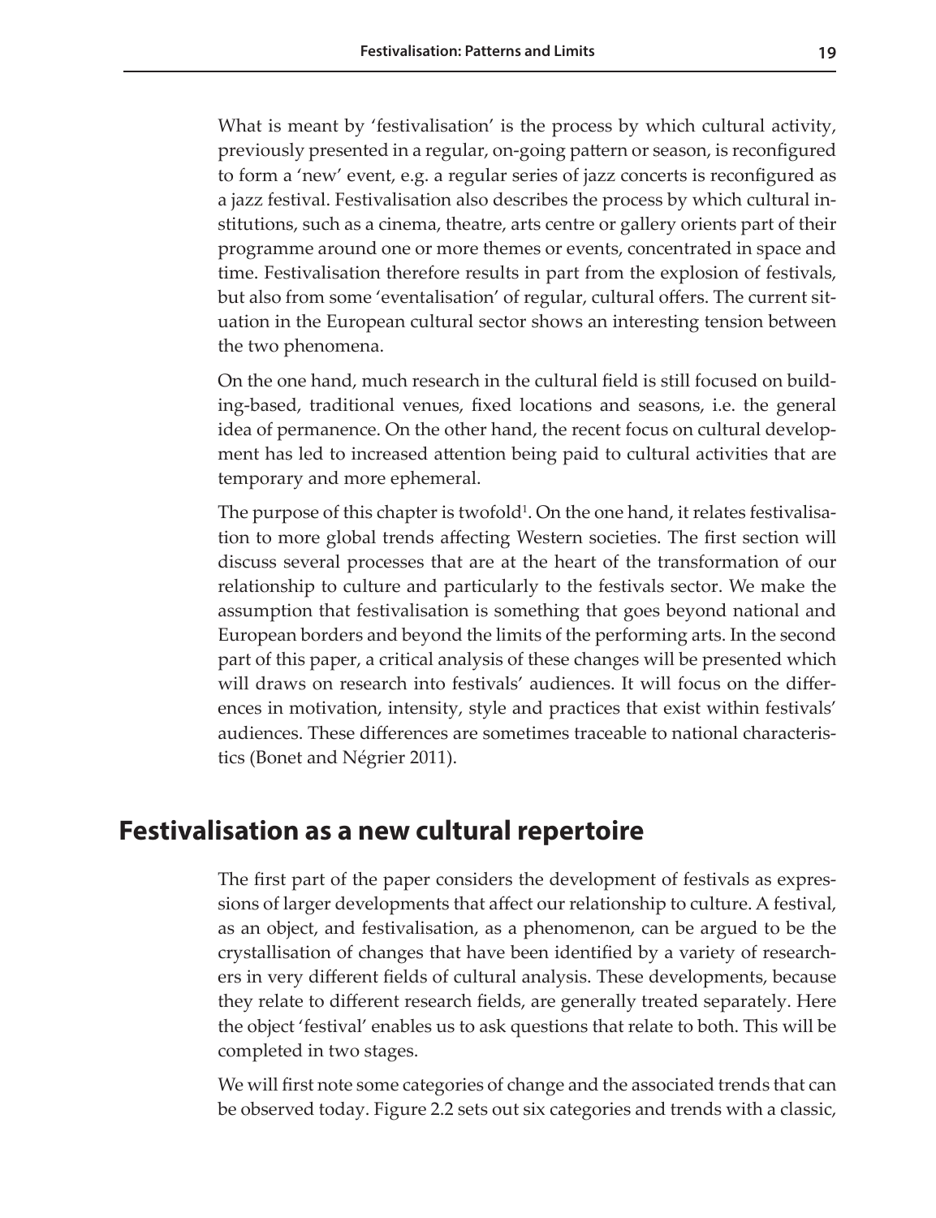What is meant by 'festivalisation' is the process by which cultural activity, previously presented in a regular, on-going pattern or season, is reconfigured to form a 'new' event, e.g. a regular series of jazz concerts is reconfigured as a jazz festival. Festivalisation also describes the process by which cultural institutions, such as a cinema, theatre, arts centre or gallery orients part of their programme around one or more themes or events, concentrated in space and time. Festivalisation therefore results in part from the explosion of festivals, but also from some 'eventalisation' of regular, cultural offers. The current situation in the European cultural sector shows an interesting tension between the two phenomena.

On the one hand, much research in the cultural field is still focused on building-based, traditional venues, fixed locations and seasons, i.e. the general idea of permanence. On the other hand, the recent focus on cultural development has led to increased attention being paid to cultural activities that are temporary and more ephemeral.

The purpose of this chapter is twofold[1]. On the one hand, it relates festivalisation to more global trends affecting Western societies. The first section will discuss several processes that are at the heart of the transformation of our relationship to culture and particularly to the festivals sector. We make the assumption that festivalisation is something that goes beyond national and European borders and beyond the limits of the performing arts. In the second part of this paper, a critical analysis of these changes will be presented which will draws on research into festivals' audiences. It will focus on the differences in motivation, intensity, style and practices that exist within festivals' audiences. These differences are sometimes traceable to national characteristics (Bonet and Négrier 2011).

## Festivalisation as a new cultural repertoire

The first part of the paper considers the development of festivals as expressions of larger developments that affect our relationship to culture. A festival, as an object, and festivalisation, as a phenomenon, can be argued to be the crystallisation of changes that have been identified by a variety of researchers in very different fields of cultural analysis. These developments, because they relate to different research fields, are generally treated separately. Here the object 'festival' enables us to ask questions that relate to both. This will be completed in two stages.

We will first note some categories of change and the associated trends that can be observed today. Figure 2.2 sets out six categories and trends with a classic,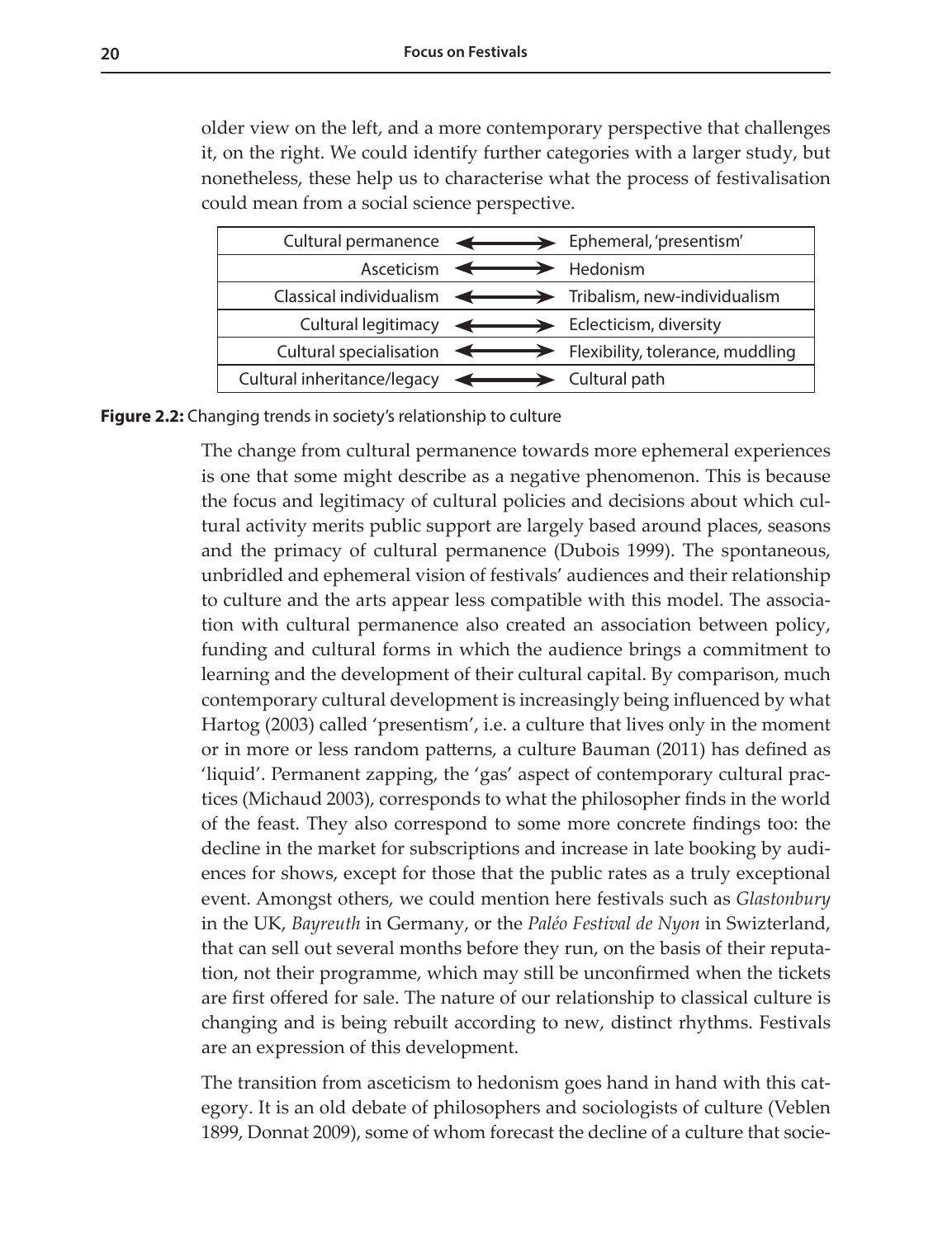older view on the left, and a more contemporary perspective that challenges it, on the right. We could identify further categories with a larger study, but nonetheless, these help us to characterise what the process of festivalisation could mean from a social science perspective.

| | | |
|---|---|---|
| Cultural permanence | ⟷ | Ephemeral, 'presentism' |
| Asceticism | ⟷ | Hedonism |
| Classical individualism | ⟷ | Tribalism, new-individualism |
| Cultural legitimacy | ⟷ | Eclecticism, diversity |
| Cultural specialisation | ⟷ | Flexibility, tolerance, muddling |
| Cultural inheritance/legacy | ⟷ | Cultural path |

**Figure 2.2:** Changing trends in society's relationship to culture

The change from cultural permanence towards more ephemeral experiences is one that some might describe as a negative phenomenon. This is because the focus and legitimacy of cultural policies and decisions about which cultural activity merits public support are largely based around places, seasons and the primacy of cultural permanence (Dubois 1999). The spontaneous, unbridled and ephemeral vision of festivals' audiences and their relationship to culture and the arts appear less compatible with this model. The association with cultural permanence also created an association between policy, funding and cultural forms in which the audience brings a commitment to learning and the development of their cultural capital. By comparison, much contemporary cultural development is increasingly being influenced by what Hartog (2003) called 'presentism', i.e. a culture that lives only in the moment or in more or less random patterns, a culture Bauman (2011) has defined as 'liquid'. Permanent zapping, the 'gas' aspect of contemporary cultural practices (Michaud 2003), corresponds to what the philosopher finds in the world of the feast. They also correspond to some more concrete findings too: the decline in the market for subscriptions and increase in late booking by audiences for shows, except for those that the public rates as a truly exceptional event. Amongst others, we could mention here festivals such as *Glastonbury* in the UK, *Bayreuth* in Germany, or the *Paléo Festival de Nyon* in Switzerland, that can sell out several months before they run, on the basis of their reputation, not their programme, which may still be unconfirmed when the tickets are first offered for sale. The nature of our relationship to classical culture is changing and is being rebuilt according to new, distinct rhythms. Festivals are an expression of this development.

The transition from asceticism to hedonism goes hand in hand with this category. It is an old debate of philosophers and sociologists of culture (Veblen 1899, Donnat 2009), some of whom forecast the decline of a culture that socie-